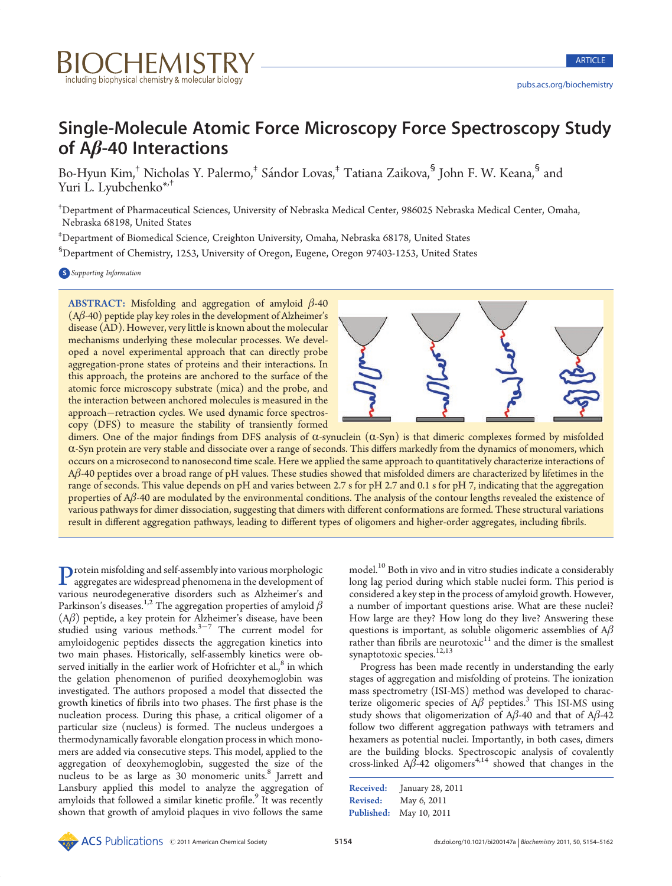# Single-Molecule Atomic Force Microscopy Force Spectroscopy Study of Aβ-40 Interactions

Bo-Hyun Kim,[†] Nicholas Y. Palermo,[‡] Sándor Lovas,[‡] Tatiana Zaikova,[§] John F. W. Keana,[§] and Yuri L. Lyubchenko*[,†]

[†]Department of Pharmaceutical Sciences, University of Nebraska Medical Center, 986025 Nebraska Medical Center, Omaha, Nebraska 68198, United States

[‡]Department of Biomedical Science, Creighton University, Omaha, Nebraska 68178, United States

[§]Department of Chemistry, 1253, University of Oregon, Eugene, Oregon 97403-1253, United States

Supporting Information

**ABSTRACT:** Misfolding and aggregation of amyloid β-40 (Aβ-40) peptide play key roles in the development of Alzheimer's disease (AD). However, very little is known about the molecular mechanisms underlying these molecular processes. We developed a novel experimental approach that can directly probe aggregation-prone states of proteins and their interactions. In this approach, the proteins are anchored to the surface of the atomic force microscopy substrate (mica) and the probe, and the interaction between anchored molecules is measured in the approach−retraction cycles. We used dynamic force spectroscopy (DFS) to measure the stability of transiently formed dimers. One of the major findings from DFS analysis of α-synuclein (α-Syn) is that dimeric complexes formed by misfolded α-Syn protein are very stable and dissociate over a range of seconds. This differs markedly from the dynamics of monomers, which occurs on a microsecond to nanosecond time scale. Here we applied the same approach to quantitatively characterize interactions of Aβ-40 peptides over a broad range of pH values. These studies showed that misfolded dimers are characterized by lifetimes in the range of seconds. This value depends on pH and varies between 2.7 s for pH 2.7 and 0.1 s for pH 7, indicating that the aggregation properties of Aβ-40 are modulated by the environmental conditions. The analysis of the contour lengths revealed the existence of various pathways for dimer dissociation, suggesting that dimers with different conformations are formed. These structural variations result in different aggregation pathways, leading to different types of oligomers and higher-order aggregates, including fibrils.

Protein misfolding and self-assembly into various morphologic aggregates are widespread phenomena in the development of various neurodegenerative disorders such as Alzheimer's and Parkinson's diseases.[1,2] The aggregation properties of amyloid β (Aβ) peptide, a key protein for Alzheimer's disease, have been studied using various methods.[3−7] The current model for amyloidogenic peptides dissects the aggregation kinetics into two main phases. Historically, self-assembly kinetics were observed initially in the earlier work of Hofrichter et al.,[8] in which the gelation phenomenon of purified deoxyhemoglobin was investigated. The authors proposed a model that dissected the growth kinetics of fibrils into two phases. The first phase is the nucleation process. During this phase, a critical oligomer of a particular size (nucleus) is formed. The nucleus undergoes a thermodynamically favorable elongation process in which monomers are added via consecutive steps. This model, applied to the aggregation of deoxyhemoglobin, suggested the size of the nucleus to be as large as 30 monomeric units.[8] Jarrett and Lansbury applied this model to analyze the aggregation of amyloids that followed a similar kinetic profile.[9] It was recently shown that growth of amyloid plaques in vivo follows the same model.[10] Both in vivo and in vitro studies indicate a considerably long lag period during which stable nuclei form. This period is considered a key step in the process of amyloid growth. However, a number of important questions arise. What are these nuclei? How large are they? How long do they live? Answering these questions is important, as soluble oligomeric assemblies of Aβ rather than fibrils are neurotoxic[11] and the dimer is the smallest synaptotoxic species.[12,13]

Progress has been made recently in understanding the early stages of aggregation and misfolding of proteins. The ionization mass spectrometry (ISI-MS) method was developed to characterize oligomeric species of Aβ peptides.[3] This ISI-MS using study shows that oligomerization of Aβ-40 and that of Aβ-42 follow two different aggregation pathways with tetramers and hexamers as potential nuclei. Importantly, in both cases, dimers are the building blocks. Spectroscopic analysis of covalently cross-linked Aβ-42 oligomers[4,14] showed that changes in the

**Received:** January 28, 2011
**Revised:** May 6, 2011
**Published:** May 10, 2011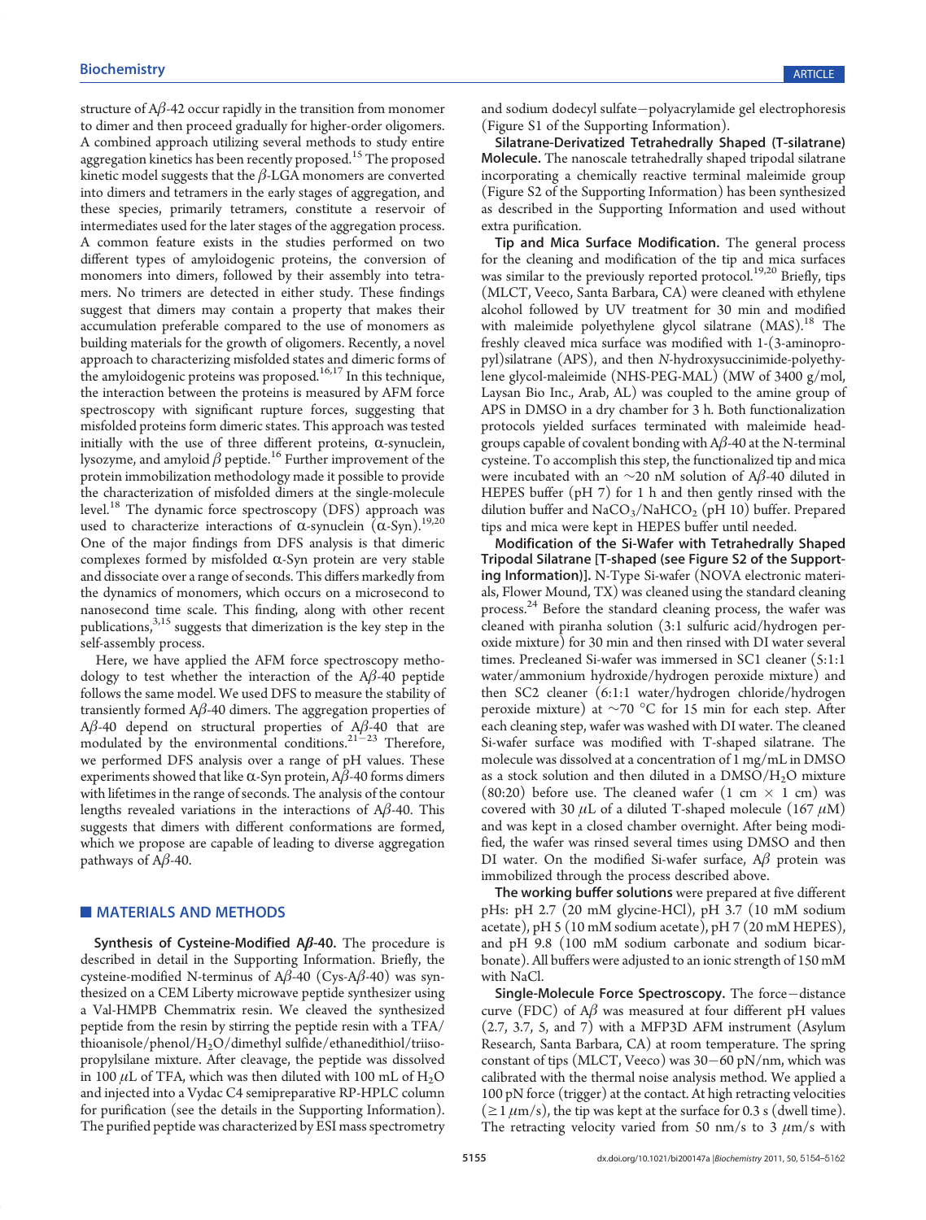structure of Aβ-42 occur rapidly in the transition from monomer to dimer and then proceed gradually for higher-order oligomers. A combined approach utilizing several methods to study entire aggregation kinetics has been recently proposed.[15] The proposed kinetic model suggests that the β-LGA monomers are converted into dimers and tetramers in the early stages of aggregation, and these species, primarily tetramers, constitute a reservoir of intermediates used for the later stages of the aggregation process. A common feature exists in the studies performed on two different types of amyloidogenic proteins, the conversion of monomers into dimers, followed by their assembly into tetramers. No trimers are detected in either study. These findings suggest that dimers may contain a property that makes their accumulation preferable compared to the use of monomers as building materials for the growth of oligomers. Recently, a novel approach to characterizing misfolded states and dimeric forms of the amyloidogenic proteins was proposed.[16,17] In this technique, the interaction between the proteins is measured by AFM force spectroscopy with significant rupture forces, suggesting that misfolded proteins form dimeric states. This approach was tested initially with the use of three different proteins, α-synuclein, lysozyme, and amyloid β peptide.[16] Further improvement of the protein immobilization methodology made it possible to provide the characterization of misfolded dimers at the single-molecule level.[18] The dynamic force spectroscopy (DFS) approach was used to characterize interactions of α-synuclein (α-Syn).[19,20] One of the major findings from DFS analysis is that dimeric complexes formed by misfolded α-Syn protein are very stable and dissociate over a range of seconds. This differs markedly from the dynamics of monomers, which occurs on a microsecond to nanosecond time scale. This finding, along with other recent publications,[3,15] suggests that dimerization is the key step in the self-assembly process.

Here, we have applied the AFM force spectroscopy methodology to test whether the interaction of the Aβ-40 peptide follows the same model. We used DFS to measure the stability of transiently formed Aβ-40 dimers. The aggregation properties of Aβ-40 depend on structural properties of Aβ-40 that are modulated by the environmental conditions.[21−23] Therefore, we performed DFS analysis over a range of pH values. These experiments showed that like α-Syn protein, Aβ-40 forms dimers with lifetimes in the range of seconds. The analysis of the contour lengths revealed variations in the interactions of Aβ-40. This suggests that dimers with different conformations are formed, which we propose are capable of leading to diverse aggregation pathways of Aβ-40.

## MATERIALS AND METHODS

**Synthesis of Cysteine-Modified Aβ-40.** The procedure is described in detail in the Supporting Information. Briefly, the cysteine-modified N-terminus of Aβ-40 (Cys-Aβ-40) was synthesized on a CEM Liberty microwave peptide synthesizer using a Val-HMPB Chemmatrix resin. We cleaved the synthesized peptide from the resin by stirring the peptide resin with a TFA/thioanisole/phenol/$H_2O$/dimethyl sulfide/ethanedithiol/triisopropylsilane mixture. After cleavage, the peptide was dissolved in 100 μL of TFA, which was then diluted with 100 mL of $H_2O$ and injected into a Vydac C4 semipreparative RP-HPLC column for purification (see the details in the Supporting Information). The purified peptide was characterized by ESI mass spectrometry and sodium dodecyl sulfate−polyacrylamide gel electrophoresis (Figure S1 of the Supporting Information).

**Silatrane-Derivatized Tetrahedrally Shaped (T-silatrane) Molecule.** The nanoscale tetrahedrally shaped tripodal silatrane incorporating a chemically reactive terminal maleimide group (Figure S2 of the Supporting Information) has been synthesized as described in the Supporting Information and used without extra purification.

**Tip and Mica Surface Modification.** The general process for the cleaning and modification of the tip and mica surfaces was similar to the previously reported protocol.[19,20] Briefly, tips (MLCT, Veeco, Santa Barbara, CA) were cleaned with ethylene alcohol followed by UV treatment for 30 min and modified with maleimide polyethylene glycol silatrane (MAS).[18] The freshly cleaved mica surface was modified with 1-(3-aminopropyl)silatrane (APS), and then N-hydroxysuccinimide-polyethylene glycol-maleimide (NHS-PEG-MAL) (MW of 3400 g/mol, Laysan Bio Inc., Arab, AL) was coupled to the amine group of APS in DMSO in a dry chamber for 3 h. Both functionalization protocols yielded surfaces terminated with maleimide headgroups capable of covalent bonding with Aβ-40 at the N-terminal cysteine. To accomplish this step, the functionalized tip and mica were incubated with an ~20 nM solution of Aβ-40 diluted in HEPES buffer (pH 7) for 1 h and then gently rinsed with the dilution buffer and $NaCO_3$/$NaHCO_2$ (pH 10) buffer. Prepared tips and mica were kept in HEPES buffer until needed.

**Modification of the Si-Wafer with Tetrahedrally Shaped Tripodal Silatrane [T-shaped (see Figure S2 of the Supporting Information)].** N-Type Si-wafer (NOVA electronic materials, Flower Mound, TX) was cleaned using the standard cleaning process.[24] Before the standard cleaning process, the wafer was cleaned with piranha solution (3:1 sulfuric acid/hydrogen peroxide mixture) for 30 min and then rinsed with DI water several times. Precleaned Si-wafer was immersed in SC1 cleaner (5:1:1 water/ammonium hydroxide/hydrogen peroxide mixture) and then SC2 cleaner (6:1:1 water/hydrogen chloride/hydrogen peroxide mixture) at ~70 °C for 15 min for each step. After each cleaning step, wafer was washed with DI water. The cleaned Si-wafer surface was modified with T-shaped silatrane. The molecule was dissolved at a concentration of 1 mg/mL in DMSO as a stock solution and then diluted in a DMSO/$H_2O$ mixture (80:20) before use. The cleaned wafer (1 cm × 1 cm) was covered with 30 μL of a diluted T-shaped molecule (167 μM) and was kept in a closed chamber overnight. After being modified, the wafer was rinsed several times using DMSO and then DI water. On the modified Si-wafer surface, Aβ protein was immobilized through the process described above.

**The working buffer solutions** were prepared at five different pHs: pH 2.7 (20 mM glycine-HCl), pH 3.7 (10 mM sodium acetate), pH 5 (10 mM sodium acetate), pH 7 (20 mM HEPES), and pH 9.8 (100 mM sodium carbonate and sodium bicarbonate). All buffers were adjusted to an ionic strength of 150 mM with NaCl.

**Single-Molecule Force Spectroscopy.** The force−distance curve (FDC) of Aβ was measured at four different pH values (2.7, 3.7, 5, and 7) with a MFP3D AFM instrument (Asylum Research, Santa Barbara, CA) at room temperature. The spring constant of tips (MLCT, Veeco) was 30−60 pN/nm, which was calibrated with the thermal noise analysis method. We applied a 100 pN force (trigger) at the contact. At high retracting velocities (≥1 μm/s), the tip was kept at the surface for 0.3 s (dwell time). The retracting velocity varied from 50 nm/s to 3 μm/s with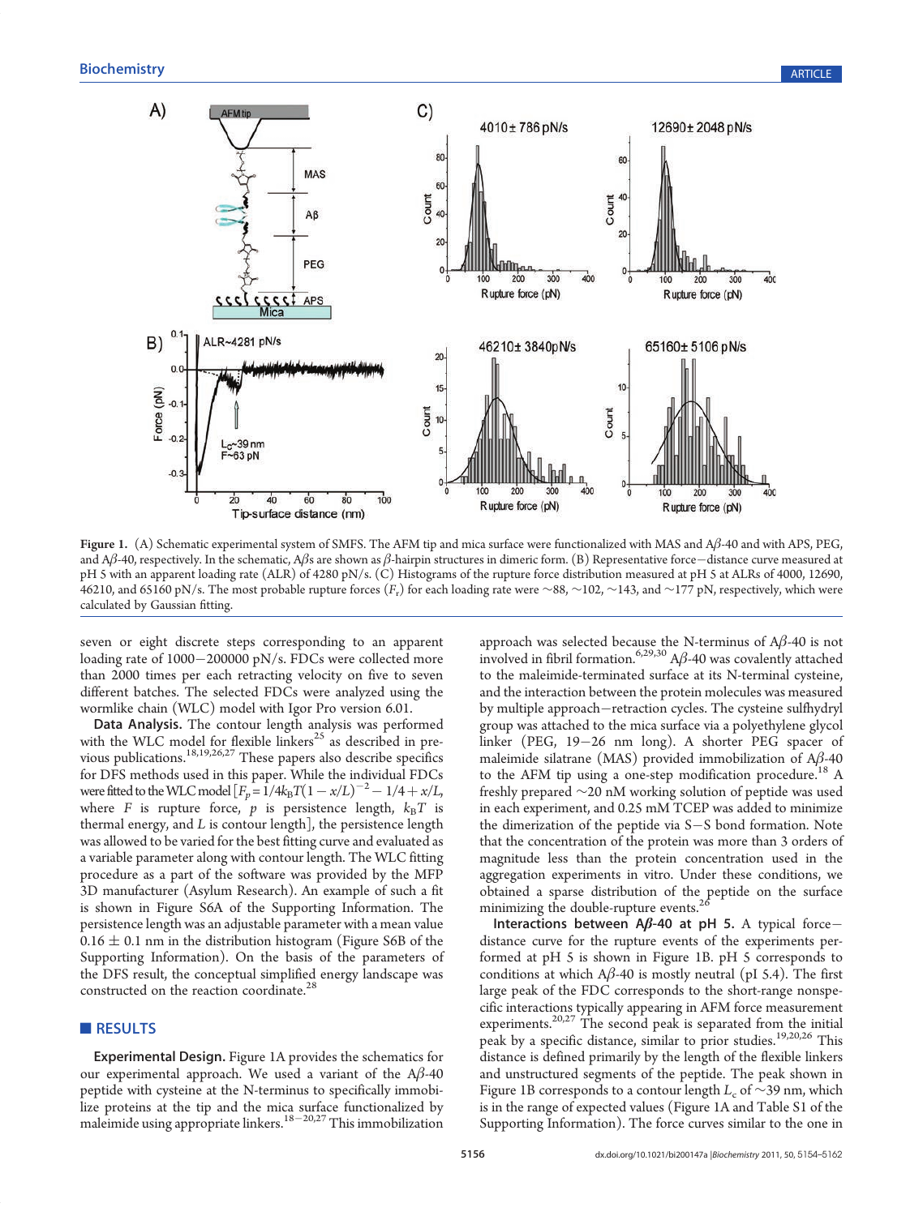Figure 1. (A) Schematic experimental system of SMFS. The AFM tip and mica surface were functionalized with MAS and Aβ-40 and with APS, PEG, and Aβ-40, respectively. In the schematic, Aβs are shown as β-hairpin structures in dimeric form. (B) Representative force−distance curve measured at pH 5 with an apparent loading rate (ALR) of 4280 pN/s. (C) Histograms of the rupture force distribution measured at pH 5 at ALRs of 4000, 12690, 46210, and 65160 pN/s. The most probable rupture forces ($F_r$) for each loading rate were ∼88, ∼102, ∼143, and ∼177 pN, respectively, which were calculated by Gaussian fitting.

seven or eight discrete steps corresponding to an apparent loading rate of 1000−200000 pN/s. FDCs were collected more than 2000 times per each retracting velocity on five to seven different batches. The selected FDCs were analyzed using the wormlike chain (WLC) model with Igor Pro version 6.01.

**Data Analysis.** The contour length analysis was performed with the WLC model for flexible linkers[25] as described in previous publications.[18,19,26,27] These papers also describe specifics for DFS methods used in this paper. While the individual FDCs were fitted to the WLC model [$F_p = 1/4k_BT(1 - x/L)^{-2} - 1/4 + x/L$, where $F$ is rupture force, $p$ is persistence length, $k_BT$ is thermal energy, and $L$ is contour length], the persistence length was allowed to be varied for the best fitting curve and evaluated as a variable parameter along with contour length. The WLC fitting procedure as a part of the software was provided by the MFP 3D manufacturer (Asylum Research). An example of such a fit is shown in Figure S6A of the Supporting Information. The persistence length was an adjustable parameter with a mean value 0.16 ± 0.1 nm in the distribution histogram (Figure S6B of the Supporting Information). On the basis of the parameters of the DFS result, the conceptual simplified energy landscape was constructed on the reaction coordinate.[28]

## RESULTS

**Experimental Design.** Figure 1A provides the schematics for our experimental approach. We used a variant of the Aβ-40 peptide with cysteine at the N-terminus to specifically immobilize proteins at the tip and the mica surface functionalized by maleimide using appropriate linkers.[18−20,27] This immobilization approach was selected because the N-terminus of Aβ-40 is not involved in fibril formation.[6,29,30] Aβ-40 was covalently attached to the maleimide-terminated surface at its N-terminal cysteine, and the interaction between the protein molecules was measured by multiple approach−retraction cycles. The cysteine sulfhydryl group was attached to the mica surface via a polyethylene glycol linker (PEG, 19−26 nm long). A shorter PEG spacer of maleimide silatrane (MAS) provided immobilization of Aβ-40 to the AFM tip using a one-step modification procedure.[18] A freshly prepared ∼20 nM working solution of peptide was used in each experiment, and 0.25 mM TCEP was added to minimize the dimerization of the peptide via S−S bond formation. Note that the concentration of the protein was more than 3 orders of magnitude less than the protein concentration used in the aggregation experiments in vitro. Under these conditions, we obtained a sparse distribution of the peptide on the surface minimizing the double-rupture events.[26]

**Interactions between Aβ-40 at pH 5.** A typical force−distance curve for the rupture events of the experiments performed at pH 5 is shown in Figure 1B. pH 5 corresponds to conditions at which Aβ-40 is mostly neutral (pI 5.4). The first large peak of the FDC corresponds to the short-range nonspecific interactions typically appearing in AFM force measurement experiments.[20,27] The second peak is separated from the initial peak by a specific distance, similar to prior studies.[19,20,26] This distance is defined primarily by the length of the flexible linkers and unstructured segments of the peptide. The peak shown in Figure 1B corresponds to a contour length $L_c$ of ∼39 nm, which is in the range of expected values (Figure 1A and Table S1 of the Supporting Information). The force curves similar to the one in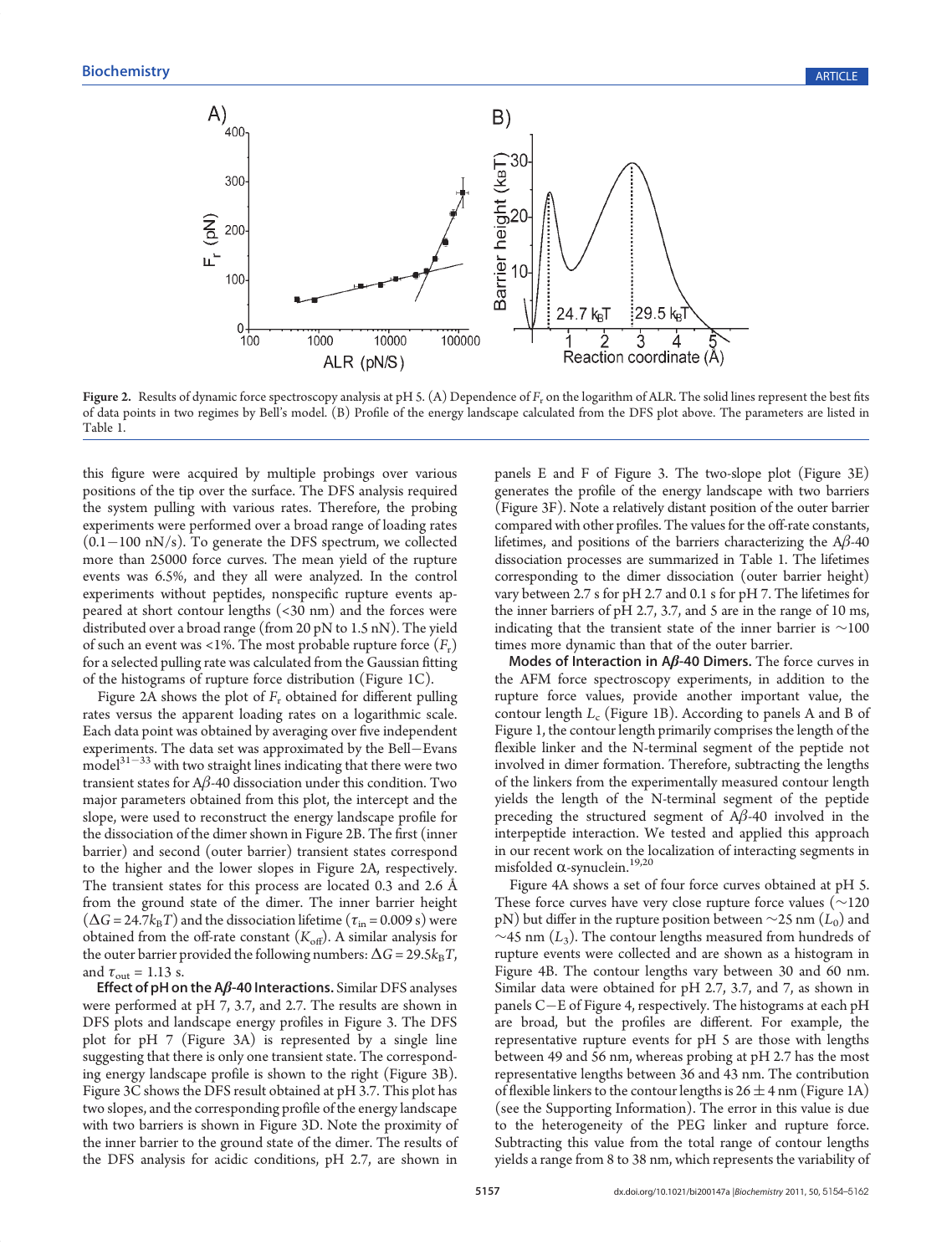Figure 2. Results of dynamic force spectroscopy analysis at pH 5. (A) Dependence of $F_r$ on the logarithm of ALR. The solid lines represent the best fits of data points in two regimes by Bell's model. (B) Profile of the energy landscape calculated from the DFS plot above. The parameters are listed in Table 1.

this figure were acquired by multiple probings over various positions of the tip over the surface. The DFS analysis required the system pulling with various rates. Therefore, the probing experiments were performed over a broad range of loading rates (0.1−100 nN/s). To generate the DFS spectrum, we collected more than 25000 force curves. The mean yield of the rupture events was 6.5%, and they all were analyzed. In the control experiments without peptides, nonspecific rupture events appeared at short contour lengths (<30 nm) and the forces were distributed over a broad range (from 20 pN to 1.5 nN). The yield of such an event was <1%. The most probable rupture force ($F_r$) for a selected pulling rate was calculated from the Gaussian fitting of the histograms of rupture force distribution (Figure 1C).

Figure 2A shows the plot of $F_r$ obtained for different pulling rates versus the apparent loading rates on a logarithmic scale. Each data point was obtained by averaging over five independent experiments. The data set was approximated by the Bell−Evans model[31−33] with two straight lines indicating that there were two transient states for Aβ-40 dissociation under this condition. Two major parameters obtained from this plot, the intercept and the slope, were used to reconstruct the energy landscape profile for the dissociation of the dimer shown in Figure 2B. The first (inner barrier) and second (outer barrier) transient states correspond to the higher and the lower slopes in Figure 2A, respectively. The transient states for this process are located 0.3 and 2.6 Å from the ground state of the dimer. The inner barrier height ($\Delta G = 24.7k_BT$) and the dissociation lifetime ($\tau_{in} = 0.009$ s) were obtained from the off-rate constant ($K_{off}$). A similar analysis for the outer barrier provided the following numbers: $\Delta G = 29.5k_BT$, and $\tau_{out} = 1.13$ s.

**Effect of pH on the Aβ-40 Interactions.** Similar DFS analyses were performed at pH 7, 3.7, and 2.7. The results are shown in DFS plots and landscape energy profiles in Figure 3. The DFS plot for pH 7 (Figure 3A) is represented by a single line suggesting that there is only one transient state. The corresponding energy landscape profile is shown to the right (Figure 3B). Figure 3C shows the DFS result obtained at pH 3.7. This plot has two slopes, and the corresponding profile of the energy landscape with two barriers is shown in Figure 3D. Note the proximity of the inner barrier to the ground state of the dimer. The results of the DFS analysis for acidic conditions, pH 2.7, are shown in panels E and F of Figure 3. The two-slope plot (Figure 3E) generates the profile of the energy landscape with two barriers (Figure 3F). Note a relatively distant position of the outer barrier compared with other profiles. The values for the off-rate constants, lifetimes, and positions of the barriers characterizing the Aβ-40 dissociation processes are summarized in Table 1. The lifetimes corresponding to the dimer dissociation (outer barrier height) vary between 2.7 s for pH 2.7 and 0.1 s for pH 7. The lifetimes for the inner barriers of pH 2.7, 3.7, and 5 are in the range of 10 ms, indicating that the transient state of the inner barrier is ~100 times more dynamic than that of the outer barrier.

**Modes of Interaction in Aβ-40 Dimers.** The force curves in the AFM force spectroscopy experiments, in addition to the rupture force values, provide another important value, the contour length $L_c$ (Figure 1B). According to panels A and B of Figure 1, the contour length primarily comprises the length of the flexible linker and the N-terminal segment of the peptide not involved in dimer formation. Therefore, subtracting the lengths of the linkers from the experimentally measured contour length yields the length of the N-terminal segment of the peptide preceding the structured segment of Aβ-40 involved in the interpeptide interaction. We tested and applied this approach in our recent work on the localization of interacting segments in misfolded α-synuclein.[19,20]

Figure 4A shows a set of four force curves obtained at pH 5. These force curves have very close rupture force values (~120 pN) but differ in the rupture position between ~25 nm ($L_0$) and ~45 nm ($L_3$). The contour lengths measured from hundreds of rupture events were collected and are shown as a histogram in Figure 4B. The contour lengths vary between 30 and 60 nm. Similar data were obtained for pH 2.7, 3.7, and 7, as shown in panels C−E of Figure 4, respectively. The histograms at each pH are broad, but the profiles are different. For example, the representative rupture events for pH 5 are those with lengths between 49 and 56 nm, whereas probing at pH 2.7 has the most representative lengths between 36 and 43 nm. The contribution of flexible linkers to the contour lengths is 26 ± 4 nm (Figure 1A) (see the Supporting Information). The error in this value is due to the heterogeneity of the PEG linker and rupture force. Subtracting this value from the total range of contour lengths yields a range from 8 to 38 nm, which represents the variability of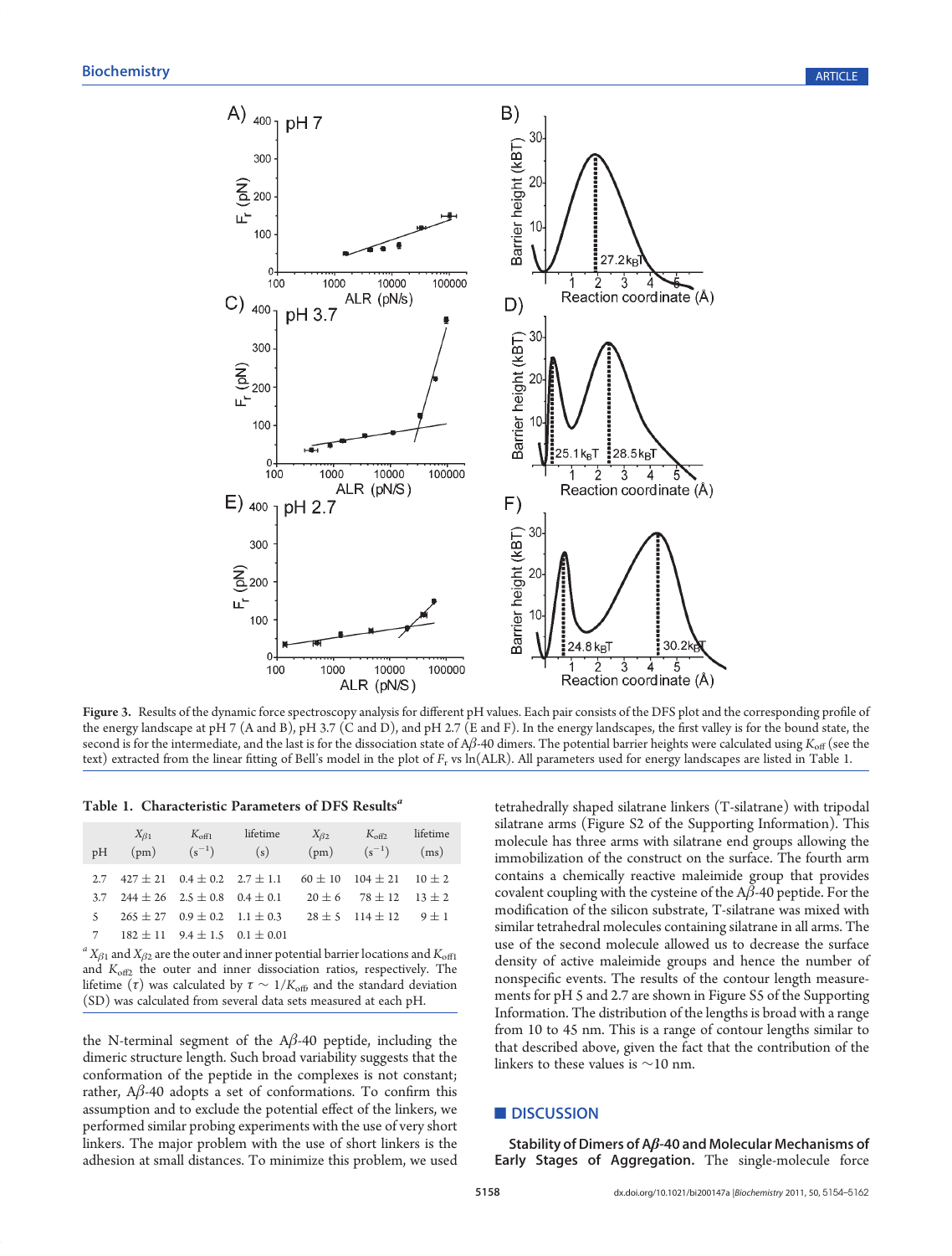**Figure 3.** Results of the dynamic force spectroscopy analysis for different pH values. Each pair consists of the DFS plot and the corresponding profile of the energy landscape at pH 7 (A and B), pH 3.7 (C and D), and pH 2.7 (E and F). In the energy landscapes, the first valley is for the bound state, the second is for the intermediate, and the last is for the dissociation state of Aβ-40 dimers. The potential barrier heights were calculated using $K_{off}$ (see the text) extracted from the linear fitting of Bell's model in the plot of $F_r$ vs ln(ALR). All parameters used for energy landscapes are listed in Table 1.

**Table 1. Characteristic Parameters of DFS Results**[a]

| pH | $X_{\beta 1}$ (pm) | $K_{off1}$ ($s^{-1}$) | lifetime (s) | $X_{\beta 2}$ (pm) | $K_{off2}$ ($s^{-1}$) | lifetime (ms) |
|---|---|---|---|---|---|---|
| 2.7 | 427 ± 21 | 0.4 ± 0.2 | 2.7 ± 1.1 | 60 ± 10 | 104 ± 21 | 10 ± 2 |
| 3.7 | 244 ± 26 | 2.5 ± 0.8 | 0.4 ± 0.1 | 20 ± 6 | 78 ± 12 | 13 ± 2 |
| 5 | 265 ± 27 | 0.9 ± 0.2 | 1.1 ± 0.3 | 28 ± 5 | 114 ± 12 | 9 ± 1 |
| 7 | 182 ± 11 | 9.4 ± 1.5 | 0.1 ± 0.01 | | | |

[a] $X_{\beta 1}$ and $X_{\beta 2}$ are the outer and inner potential barrier locations and $K_{off1}$ and $K_{off2}$ the outer and inner dissociation ratios, respectively. The lifetime ($\tau$) was calculated by $\tau \sim 1/K_{off}$, and the standard deviation (SD) was calculated from several data sets measured at each pH.

the N-terminal segment of the Aβ-40 peptide, including the dimeric structure length. Such broad variability suggests that the conformation of the peptide in the complexes is not constant; rather, Aβ-40 adopts a set of conformations. To confirm this assumption and to exclude the potential effect of the linkers, we performed similar probing experiments with the use of very short linkers. The major problem with the use of short linkers is the adhesion at small distances. To minimize this problem, we used tetrahedrally shaped silatrane linkers (T-silatrane) with tripodal silatrane arms (Figure S2 of the Supporting Information). This molecule has three arms with silatrane end groups allowing the immobilization of the construct on the surface. The fourth arm contains a chemically reactive maleimide group that provides covalent coupling with the cysteine of the Aβ-40 peptide. For the modification of the silicon substrate, T-silatrane was mixed with similar tetrahedral molecules containing silatrane in all arms. The use of the second molecule allowed us to decrease the surface density of active maleimide groups and hence the number of nonspecific events. The results of the contour length measurements for pH 5 and 2.7 are shown in Figure S5 of the Supporting Information. The distribution of the lengths is broad with a range from 10 to 45 nm. This is a range of contour lengths similar to that described above, given the fact that the contribution of the linkers to these values is ~10 nm.

## DISCUSSION

**Stability of Dimers of Aβ-40 and Molecular Mechanisms of Early Stages of Aggregation.** The single-molecule force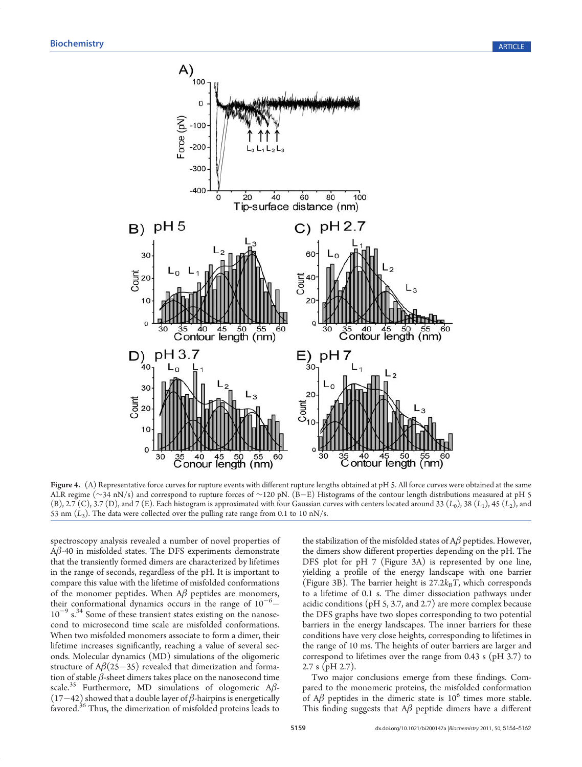**Figure 4.** (A) Representative force curves for rupture events with different rupture lengths obtained at pH 5. All force curves were obtained at the same ALR regime (~34 nN/s) and correspond to rupture forces of ~120 pN. (B−E) Histograms of the contour length distributions measured at pH 5 (B), 2.7 (C), 3.7 (D), and 7 (E). Each histogram is approximated with four Gaussian curves with centers located around 33 ($L_0$), 38 ($L_1$), 45 ($L_2$), and 53 nm ($L_3$). The data were collected over the pulling rate range from 0.1 to 10 nN/s.

spectroscopy analysis revealed a number of novel properties of Aβ-40 in misfolded states. The DFS experiments demonstrate that the transiently formed dimers are characterized by lifetimes in the range of seconds, regardless of the pH. It is important to compare this value with the lifetime of misfolded conformations of the monomer peptides. When Aβ peptides are monomers, their conformational dynamics occurs in the range of $10^{-6}$–$10^{-9}$ s.[34] Some of these transient states existing on the nanosecond to microsecond time scale are misfolded conformations. When two misfolded monomers associate to form a dimer, their lifetime increases significantly, reaching a value of several seconds. Molecular dynamics (MD) simulations of the oligomeric structure of Aβ(25−35) revealed that dimerization and formation of stable β-sheet dimers takes place on the nanosecond time scale.[35] Furthermore, MD simulations of ologomeric Aβ-(17−42) showed that a double layer of β-hairpins is energetically favored.[36] Thus, the dimerization of misfolded proteins leads to the stabilization of the misfolded states of Aβ peptides. However, the dimers show different properties depending on the pH. The DFS plot for pH 7 (Figure 3A) is represented by one line, yielding a profile of the energy landscape with one barrier (Figure 3B). The barrier height is $27.2k_BT$, which corresponds to a lifetime of 0.1 s. The dimer dissociation pathways under acidic conditions (pH 5, 3.7, and 2.7) are more complex because the DFS graphs have two slopes corresponding to two potential barriers in the energy landscapes. The inner barriers for these conditions have very close heights, corresponding to lifetimes in the range of 10 ms. The heights of outer barriers are larger and correspond to lifetimes over the range from 0.43 s (pH 3.7) to 2.7 s (pH 2.7).

Two major conclusions emerge from these findings. Compared to the monomeric proteins, the misfolded conformation of Aβ peptides in the dimeric state is $10^6$ times more stable. This finding suggests that Aβ peptide dimers have a different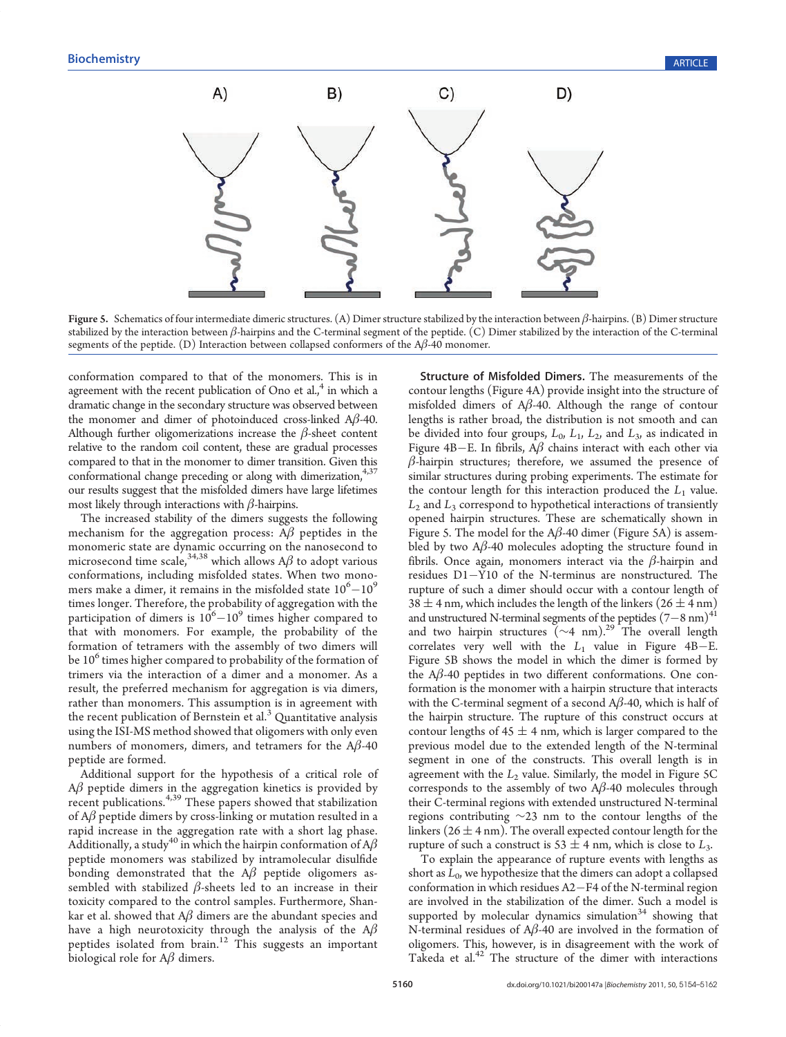Figure 5. Schematics of four intermediate dimeric structures. (A) Dimer structure stabilized by the interaction between β-hairpins. (B) Dimer structure stabilized by the interaction between β-hairpins and the C-terminal segment of the peptide. (C) Dimer stabilized by the interaction of the C-terminal segments of the peptide. (D) Interaction between collapsed conformers of the Aβ-40 monomer.

conformation compared to that of the monomers. This is in agreement with the recent publication of Ono et al.,[4] in which a dramatic change in the secondary structure was observed between the monomer and dimer of photoinduced cross-linked Aβ-40. Although further oligomerizations increase the β-sheet content relative to the random coil content, these are gradual processes compared to that in the monomer to dimer transition. Given this conformational change preceding or along with dimerization,[4,37] our results suggest that the misfolded dimers have large lifetimes most likely through interactions with β-hairpins.

The increased stability of the dimers suggests the following mechanism for the aggregation process: Aβ peptides in the monomeric state are dynamic occurring on the nanosecond to microsecond time scale,[34,38] which allows Aβ to adopt various conformations, including misfolded states. When two monomers make a dimer, it remains in the misfolded state $10^6-10^9$ times longer. Therefore, the probability of aggregation with the participation of dimers is $10^6-10^9$ times higher compared to that with monomers. For example, the probability of the formation of tetramers with the assembly of two dimers will be $10^6$ times higher compared to probability of the formation of trimers via the interaction of a dimer and a monomer. As a result, the preferred mechanism for aggregation is via dimers, rather than monomers. This assumption is in agreement with the recent publication of Bernstein et al.[3] Quantitative analysis using the ISI-MS method showed that oligomers with only even numbers of monomers, dimers, and tetramers for the Aβ-40 peptide are formed.

Additional support for the hypothesis of a critical role of Aβ peptide dimers in the aggregation kinetics is provided by recent publications.[4,39] These papers showed that stabilization of Aβ peptide dimers by cross-linking or mutation resulted in a rapid increase in the aggregation rate with a short lag phase. Additionally, a study[40] in which the hairpin conformation of Aβ peptide monomers was stabilized by intramolecular disulfide bonding demonstrated that the Aβ peptide oligomers assembled with stabilized β-sheets led to an increase in their toxicity compared to the control samples. Furthermore, Shankar et al. showed that Aβ dimers are the abundant species and have a high neurotoxicity through the analysis of the Aβ peptides isolated from brain.[12] This suggests an important biological role for Aβ dimers.

**Structure of Misfolded Dimers.** The measurements of the contour lengths (Figure 4A) provide insight into the structure of misfolded dimers of Aβ-40. Although the range of contour lengths is rather broad, the distribution is not smooth and can be divided into four groups, $L_0$, $L_1$, $L_2$, and $L_3$, as indicated in Figure 4B−E. In fibrils, Aβ chains interact with each other via β-hairpin structures; therefore, we assumed the presence of similar structures during probing experiments. The estimate for the contour length for this interaction produced the $L_1$ value. $L_2$ and $L_3$ correspond to hypothetical interactions of transiently opened hairpin structures. These are schematically shown in Figure 5. The model for the Aβ-40 dimer (Figure 5A) is assembled by two Aβ-40 molecules adopting the structure found in fibrils. Once again, monomers interact via the β-hairpin and residues D1−Y10 of the N-terminus are nonstructured. The rupture of such a dimer should occur with a contour length of $38 \pm 4$ nm, which includes the length of the linkers ($26 \pm 4$ nm) and unstructured N-terminal segments of the peptides (7−8 nm)[41] and two hairpin structures (∼4 nm).[29] The overall length correlates very well with the $L_1$ value in Figure 4B−E. Figure 5B shows the model in which the dimer is formed by the Aβ-40 peptides in two different conformations. One conformation is the monomer with a hairpin structure that interacts with the C-terminal segment of a second Aβ-40, which is half of the hairpin structure. The rupture of this construct occurs at contour lengths of $45 \pm 4$ nm, which is larger compared to the previous model due to the extended length of the N-terminal segment in one of the constructs. This overall length is in agreement with the $L_2$ value. Similarly, the model in Figure 5C corresponds to the assembly of two Aβ-40 molecules through their C-terminal regions with extended unstructured N-terminal regions contributing ∼23 nm to the contour lengths of the linkers ($26 \pm 4$ nm). The overall expected contour length for the rupture of such a construct is $53 \pm 4$ nm, which is close to $L_3$.

To explain the appearance of rupture events with lengths as short as $L_0$, we hypothesize that the dimers can adopt a collapsed conformation in which residues A2−F4 of the N-terminal region are involved in the stabilization of the dimer. Such a model is supported by molecular dynamics simulation[34] showing that N-terminal residues of Aβ-40 are involved in the formation of oligomers. This, however, is in disagreement with the work of Takeda et al.[42] The structure of the dimer with interactions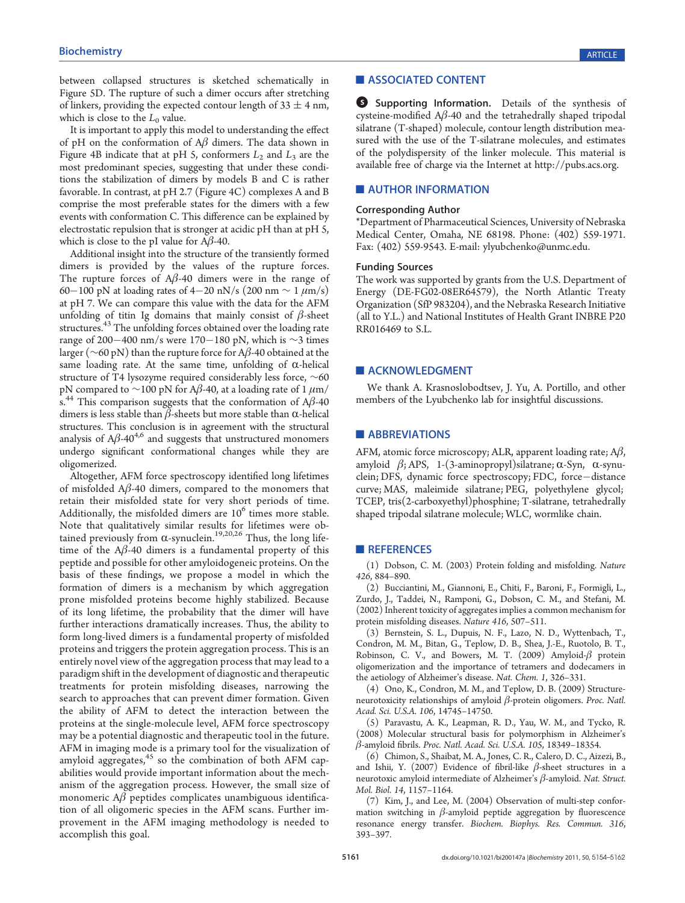between collapsed structures is sketched schematically in Figure 5D. The rupture of such a dimer occurs after stretching of linkers, providing the expected contour length of 33 ± 4 nm, which is close to the $L_0$ value.

It is important to apply this model to understanding the effect of pH on the conformation of Aβ dimers. The data shown in Figure 4B indicate that at pH 5, conformers $L_2$ and $L_3$ are the most predominant species, suggesting that under these conditions the stabilization of dimers by models B and C is rather favorable. In contrast, at pH 2.7 (Figure 4C) complexes A and B comprise the most preferable states for the dimers with a few events with conformation C. This difference can be explained by electrostatic repulsion that is stronger at acidic pH than at pH 5, which is close to the pI value for Aβ-40.

Additional insight into the structure of the transiently formed dimers is provided by the values of the rupture forces. The rupture forces of Aβ-40 dimers were in the range of 60−100 pN at loading rates of 4−20 nN/s (200 nm ∼ 1 μm/s) at pH 7. We can compare this value with the data for the AFM unfolding of titin Ig domains that mainly consist of β-sheet structures.[43] The unfolding forces obtained over the loading rate range of 200−400 nm/s were 170−180 pN, which is ∼3 times larger (∼60 pN) than the rupture force for Aβ-40 obtained at the same loading rate. At the same time, unfolding of α-helical structure of T4 lysozyme required considerably less force, ∼60 pN compared to ∼100 pN for Aβ-40, at a loading rate of 1 μm/s.[44] This comparison suggests that the conformation of Aβ-40 dimers is less stable than β-sheets but more stable than α-helical structures. This conclusion is in agreement with the structural analysis of Aβ-40[4,6] and suggests that unstructured monomers undergo significant conformational changes while they are oligomerized.

Altogether, AFM force spectroscopy identified long lifetimes of misfolded Aβ-40 dimers, compared to the monomers that retain their misfolded state for very short periods of time. Additionally, the misfolded dimers are $10^6$ times more stable. Note that qualitatively similar results for lifetimes were obtained previously from α-synuclein.[19,20,26] Thus, the long lifetime of the Aβ-40 dimers is a fundamental property of this peptide and possible for other amyloidogeneic proteins. On the basis of these findings, we propose a model in which the formation of dimers is a mechanism by which aggregation prone misfolded proteins become highly stabilized. Because of its long lifetime, the probability that the dimer will have further interactions dramatically increases. Thus, the ability to form long-lived dimers is a fundamental property of misfolded proteins and triggers the protein aggregation process. This is an entirely novel view of the aggregation process that may lead to a paradigm shift in the development of diagnostic and therapeutic treatments for protein misfolding diseases, narrowing the search to approaches that can prevent dimer formation. Given the ability of AFM to detect the interaction between the proteins at the single-molecule level, AFM force spectroscopy may be a potential diagnostic and therapeutic tool in the future. AFM in imaging mode is a primary tool for the visualization of amyloid aggregates,[45] so the combination of both AFM capabilities would provide important information about the mechanism of the aggregation process. However, the small size of monomeric Aβ peptides complicates unambiguous identification of all oligomeric species in the AFM scans. Further improvement in the AFM imaging methodology is needed to accomplish this goal.

## ■ ASSOCIATED CONTENT

**Supporting Information.** Details of the synthesis of cysteine-modified Aβ-40 and the tetrahedrally shaped tripodal silatrane (T-shaped) molecule, contour length distribution measured with the use of the T-silatrane molecules, and estimates of the polydispersity of the linker molecule. This material is available free of charge via the Internet at http://pubs.acs.org.

## ■ AUTHOR INFORMATION

### Corresponding Author

*Department of Pharmaceutical Sciences, University of Nebraska Medical Center, Omaha, NE 68198. Phone: (402) 559-1971. Fax: (402) 559-9543. E-mail: ylyubchenko@unmc.edu.

### Funding Sources

The work was supported by grants from the U.S. Department of Energy (DE-FG02-08ER64579), the North Atlantic Treaty Organization (SfP 983204), and the Nebraska Research Initiative (all to Y.L.) and National Institutes of Health Grant INBRE P20 RR016469 to S.L.

## ■ ACKNOWLEDGMENT

We thank A. Krasnoslobodtsev, J. Yu, A. Portillo, and other members of the Lyubchenko lab for insightful discussions.

## ■ ABBREVIATIONS

AFM, atomic force microscopy; ALR, apparent loading rate; Aβ, amyloid β; APS, 1-(3-aminopropyl)silatrane; α-Syn, α-synuclein; DFS, dynamic force spectroscopy; FDC, force−distance curve; MAS, maleimide silatrane; PEG, polyethylene glycol; TCEP, tris(2-carboxyethyl)phosphine; T-silatrane, tetrahedrally shaped tripodal silatrane molecule; WLC, wormlike chain.

## ■ REFERENCES

(1) Dobson, C. M. (2003) Protein folding and misfolding. *Nature 426*, 884–890.

(2) Bucciantini, M., Giannoni, E., Chiti, F., Baroni, F., Formigli, L., Zurdo, J., Taddei, N., Ramponi, G., Dobson, C. M., and Stefani, M. (2002) Inherent toxicity of aggregates implies a common mechanism for protein misfolding diseases. *Nature 416*, 507–511.

(3) Bernstein, S. L., Dupuis, N. F., Lazo, N. D., Wyttenbach, T., Condron, M. M., Bitan, G., Teplow, D. B., Shea, J.-E., Ruotolo, B. T., Robinson, C. V., and Bowers, M. T. (2009) Amyloid-β protein oligomerization and the importance of tetramers and dodecamers in the aetiology of Alzheimer's disease. *Nat. Chem. 1*, 326–331.

(4) Ono, K., Condron, M. M., and Teplow, D. B. (2009) Structure-neurotoxicity relationships of amyloid β-protein oligomers. *Proc. Natl. Acad. Sci. U.S.A. 106*, 14745–14750.

(5) Paravastu, A. K., Leapman, R. D., Yau, W. M., and Tycko, R. (2008) Molecular structural basis for polymorphism in Alzheimer's β-amyloid fibrils. *Proc. Natl. Acad. Sci. U.S.A. 105*, 18349–18354.

(6) Chimon, S., Shaibat, M. A., Jones, C. R., Calero, D. C., Aizezi, B., and Ishii, Y. (2007) Evidence of fibril-like β-sheet structures in a neurotoxic amyloid intermediate of Alzheimer's β-amyloid. *Nat. Struct. Mol. Biol. 14*, 1157–1164.

(7) Kim, J., and Lee, M. (2004) Observation of multi-step conformation switching in β-amyloid peptide aggregation by fluorescence resonance energy transfer. *Biochem. Biophys. Res. Commun. 316*, 393–397.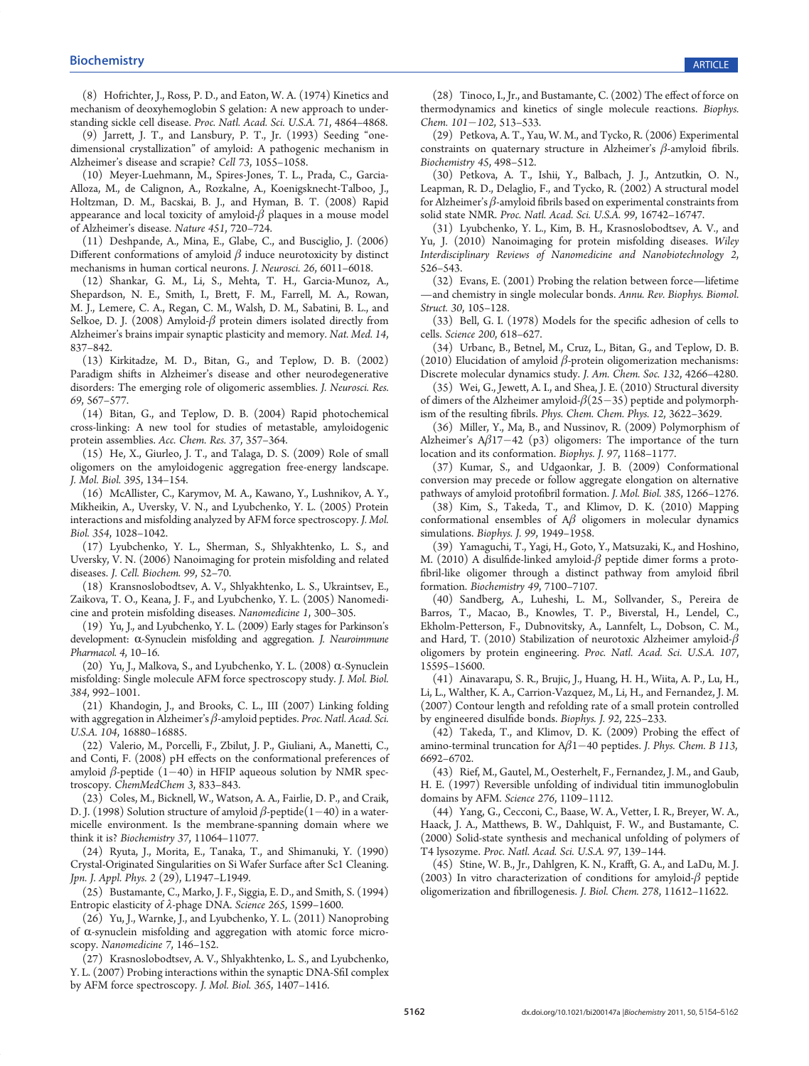(8) Hofrichter, J., Ross, P. D., and Eaton, W. A. (1974) Kinetics and mechanism of deoxyhemoglobin S gelation: A new approach to understanding sickle cell disease. *Proc. Natl. Acad. Sci. U.S.A. 71*, 4864–4868.

(9) Jarrett, J. T., and Lansbury, P. T., Jr. (1993) Seeding "one-dimensional crystallization" of amyloid: A pathogenic mechanism in Alzheimer's disease and scrapie? *Cell 73*, 1055–1058.

(10) Meyer-Luehmann, M., Spires-Jones, T. L., Prada, C., Garcia-Alloza, M., de Calignon, A., Rozkalne, A., Koenigsknecht-Talboo, J., Holtzman, D. M., Bacskai, B. J., and Hyman, B. T. (2008) Rapid appearance and local toxicity of amyloid-$\beta$ plaques in a mouse model of Alzheimer's disease. *Nature 451*, 720–724.

(11) Deshpande, A., Mina, E., Glabe, C., and Busciglio, J. (2006) Different conformations of amyloid $\beta$ induce neurotoxicity by distinct mechanisms in human cortical neurons. *J. Neurosci. 26*, 6011–6018.

(12) Shankar, G. M., Li, S., Mehta, T. H., Garcia-Munoz, A., Shepardson, N. E., Smith, I., Brett, F. M., Farrell, M. A., Rowan, M. J., Lemere, C. A., Regan, C. M., Walsh, D. M., Sabatini, B. L., and Selkoe, D. J. (2008) Amyloid-$\beta$ protein dimers isolated directly from Alzheimer's brains impair synaptic plasticity and memory. *Nat. Med. 14*, 837–842.

(13) Kirkitadze, M. D., Bitan, G., and Teplow, D. B. (2002) Paradigm shifts in Alzheimer's disease and other neurodegenerative disorders: The emerging role of oligomeric assemblies. *J. Neurosci. Res. 69*, 567–577.

(14) Bitan, G., and Teplow, D. B. (2004) Rapid photochemical cross-linking: A new tool for studies of metastable, amyloidogenic protein assemblies. *Acc. Chem. Res. 37*, 357–364.

(15) He, X., Giurleo, J. T., and Talaga, D. S. (2009) Role of small oligomers on the amyloidogenic aggregation free-energy landscape. *J. Mol. Biol. 395*, 134–154.

(16) McAllister, C., Karymov, M. A., Kawano, Y., Lushnikov, A. Y., Mikheikin, A., Uversky, V. N., and Lyubchenko, Y. L. (2005) Protein interactions and misfolding analyzed by AFM force spectroscopy. *J. Mol. Biol. 354*, 1028–1042.

(17) Lyubchenko, Y. L., Sherman, S., Shlyakhtenko, L. S., and Uversky, V. N. (2006) Nanoimaging for protein misfolding and related diseases. *J. Cell. Biochem. 99*, 52–70.

(18) Kransnoslobodtsev, A. V., Shlyakhtenko, L. S., Ukraintsev, E., Zaikova, T. O., Keana, J. F., and Lyubchenko, Y. L. (2005) Nanomedicine and protein misfolding diseases. *Nanomedicine 1*, 300–305.

(19) Yu, J., and Lyubchenko, Y. L. (2009) Early stages for Parkinson's development: α-Synuclein misfolding and aggregation. *J. Neuroimmune Pharmacol. 4*, 10–16.

(20) Yu, J., Malkova, S., and Lyubchenko, Y. L. (2008) α-Synuclein misfolding: Single molecule AFM force spectroscopy study. *J. Mol. Biol. 384*, 992–1001.

(21) Khandogin, J., and Brooks, C. L., III (2007) Linking folding with aggregation in Alzheimer's $\beta$-amyloid peptides. *Proc. Natl. Acad. Sci. U.S.A. 104*, 16880–16885.

(22) Valerio, M., Porcelli, F., Zbilut, J. P., Giuliani, A., Manetti, C., and Conti, F. (2008) pH effects on the conformational preferences of amyloid $\beta$-peptide (1−40) in HFIP aqueous solution by NMR spectroscopy. *ChemMedChem 3*, 833–843.

(23) Coles, M., Bicknell, W., Watson, A. A., Fairlie, D. P., and Craik, D. J. (1998) Solution structure of amyloid $\beta$-peptide(1−40) in a water-micelle environment. Is the membrane-spanning domain where we think it is? *Biochemistry 37*, 11064–11077.

(24) Ryuta, J., Morita, E., Tanaka, T., and Shimanuki, Y. (1990) Crystal-Originated Singularities on Si Wafer Surface after Sc1 Cleaning. *Jpn. J. Appl. Phys. 2* (29), L1947–L1949.

(25) Bustamante, C., Marko, J. F., Siggia, E. D., and Smith, S. (1994) Entropic elasticity of λ-phage DNA. *Science 265*, 1599–1600.

(26) Yu, J., Warnke, J., and Lyubchenko, Y. L. (2011) Nanoprobing of α-synuclein misfolding and aggregation with atomic force microscopy. *Nanomedicine 7*, 146–152.

(27) Krasnoslobodtsev, A. V., Shlyakhtenko, L. S., and Lyubchenko, Y. L. (2007) Probing interactions within the synaptic DNA-SfiI complex by AFM force spectroscopy. *J. Mol. Biol. 365*, 1407–1416.

(28) Tinoco, I., Jr., and Bustamante, C. (2002) The effect of force on thermodynamics and kinetics of single molecule reactions. *Biophys. Chem. 101*−*102*, 513–533.

(29) Petkova, A. T., Yau, W. M., and Tycko, R. (2006) Experimental constraints on quaternary structure in Alzheimer's $\beta$-amyloid fibrils. *Biochemistry 45*, 498–512.

(30) Petkova, A. T., Ishii, Y., Balbach, J. J., Antzutkin, O. N., Leapman, R. D., Delaglio, F., and Tycko, R. (2002) A structural model for Alzheimer's $\beta$-amyloid fibrils based on experimental constraints from solid state NMR. *Proc. Natl. Acad. Sci. U.S.A. 99*, 16742–16747.

(31) Lyubchenko, Y. L., Kim, B. H., Krasnoslobodtsev, A. V., and Yu, J. (2010) Nanoimaging for protein misfolding diseases. *Wiley Interdisciplinary Reviews of Nanomedicine and Nanobiotechnology 2*, 526–543.

(32) Evans, E. (2001) Probing the relation between force—lifetime—and chemistry in single molecular bonds. *Annu. Rev. Biophys. Biomol. Struct. 30*, 105–128.

(33) Bell, G. I. (1978) Models for the specific adhesion of cells to cells. *Science 200*, 618–627.

(34) Urbanc, B., Betnel, M., Cruz, L., Bitan, G., and Teplow, D. B. (2010) Elucidation of amyloid $\beta$-protein oligomerization mechanisms: Discrete molecular dynamics study. *J. Am. Chem. Soc. 132*, 4266–4280.

(35) Wei, G., Jewett, A. I., and Shea, J. E. (2010) Structural diversity of dimers of the Alzheimer amyloid-$\beta$(25−35) peptide and polymorphism of the resulting fibrils. *Phys. Chem. Chem. Phys. 12*, 3622–3629.

(36) Miller, Y., Ma, B., and Nussinov, R. (2009) Polymorphism of Alzheimer's A$\beta$17−42 (p3) oligomers: The importance of the turn location and its conformation. *Biophys. J. 97*, 1168–1177.

(37) Kumar, S., and Udgaonkar, J. B. (2009) Conformational conversion may precede or follow aggregate elongation on alternative pathways of amyloid protofibril formation. *J. Mol. Biol. 385*, 1266–1276.

(38) Kim, S., Takeda, T., and Klimov, D. K. (2010) Mapping conformational ensembles of A$\beta$ oligomers in molecular dynamics simulations. *Biophys. J. 99*, 1949–1958.

(39) Yamaguchi, T., Yagi, H., Goto, Y., Matsuzaki, K., and Hoshino, M. (2010) A disulfide-linked amyloid-$\beta$ peptide dimer forms a protofibril-like oligomer through a distinct pathway from amyloid fibril formation. *Biochemistry 49*, 7100–7107.

(40) Sandberg, A., Luheshi, L. M., Sollvander, S., Pereira de Barros, T., Macao, B., Knowles, T. P., Biverstal, H., Lendel, C., Ekholm-Petterson, F., Dubnovitsky, A., Lannfelt, L., Dobson, C. M., and Hard, T. (2010) Stabilization of neurotoxic Alzheimer amyloid-$\beta$ oligomers by protein engineering. *Proc. Natl. Acad. Sci. U.S.A. 107*, 15595–15600.

(41) Ainavarapu, S. R., Brujic, J., Huang, H. H., Wiita, A. P., Lu, H., Li, L., Walther, K. A., Carrion-Vazquez, M., Li, H., and Fernandez, J. M. (2007) Contour length and refolding rate of a small protein controlled by engineered disulfide bonds. *Biophys. J. 92*, 225–233.

(42) Takeda, T., and Klimov, D. K. (2009) Probing the effect of amino-terminal truncation for A$\beta$1−40 peptides. *J. Phys. Chem. B 113*, 6692–6702.

(43) Rief, M., Gautel, M., Oesterhelt, F., Fernandez, J. M., and Gaub, H. E. (1997) Reversible unfolding of individual titin immunoglobulin domains by AFM. *Science 276*, 1109–1112.

(44) Yang, G., Cecconi, C., Baase, W. A., Vetter, I. R., Breyer, W. A., Haack, J. A., Matthews, B. W., Dahlquist, F. W., and Bustamante, C. (2000) Solid-state synthesis and mechanical unfolding of polymers of T4 lysozyme. *Proc. Natl. Acad. Sci. U.S.A. 97*, 139–144.

(45) Stine, W. B., Jr., Dahlgren, K. N., Krafft, G. A., and LaDu, M. J. (2003) In vitro characterization of conditions for amyloid-$\beta$ peptide oligomerization and fibrillogenesis. *J. Biol. Chem. 278*, 11612–11622.